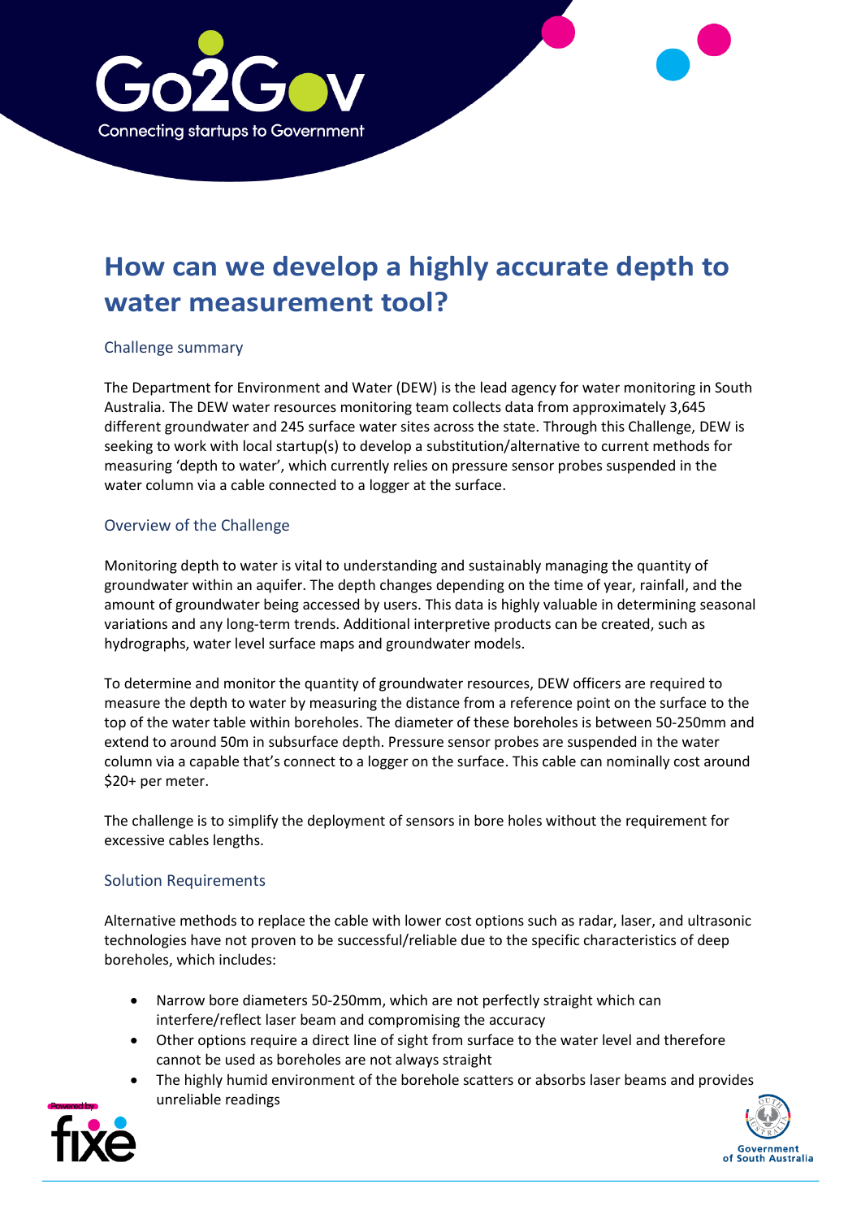# How can we develop a highly accurate depth to water measurement tool?

## Challenge summary

The Department for Environment and Water (DEW) is the lead agency for water monitoring in South Australia. The DEW water resources monitoring team collects data from approximately 3,645 different groundwater and 245 surface water sites across the state. Through this Challenge, DEW is seeking to work with local startup(s) to develop a substitution/alternative to current methods for measuring 'depth to water', which currently relies on pressure sensor probes suspended in the water column via a cable connected to a logger at the surface.

## Overview of the Challenge

Monitoring depth to water is vital to understanding and sustainably managing the quantity of groundwater within an aquifer. The depth changes depending on the time of year, rainfall, and the amount of groundwater being accessed by users. This data is highly valuable in determining seasonal variations and any long-term trends. Additional interpretive products can be created, such as hydrographs, water level surface maps and groundwater models.

To determine and monitor the quantity of groundwater resources, DEW officers are required to measure the depth to water by measuring the distance from a reference point on the surface to the top of the water table within boreholes. The diameter of these boreholes is between 50-250mm and extend to around 50m in subsurface depth. Pressure sensor probes are suspended in the water column via a capable that's connect to a logger on the surface. This cable can nominally cost around $20+ per meter.

The challenge is to simplify the deployment of sensors in bore holes without the requirement for excessive cables lengths.

## Solution Requirements

Alternative methods to replace the cable with lower cost options such as radar, laser, and ultrasonic technologies have not proven to be successful/reliable due to the specific characteristics of deep boreholes, which includes:

- Narrow bore diameters 50-250mm, which are not perfectly straight which can interfere/reflect laser beam and compromising the accuracy
- Other options require a direct line of sight from surface to the water level and therefore cannot be used as boreholes are not always straight
- The highly humid environment of the borehole scatters or absorbs laser beams and provides unreliable readings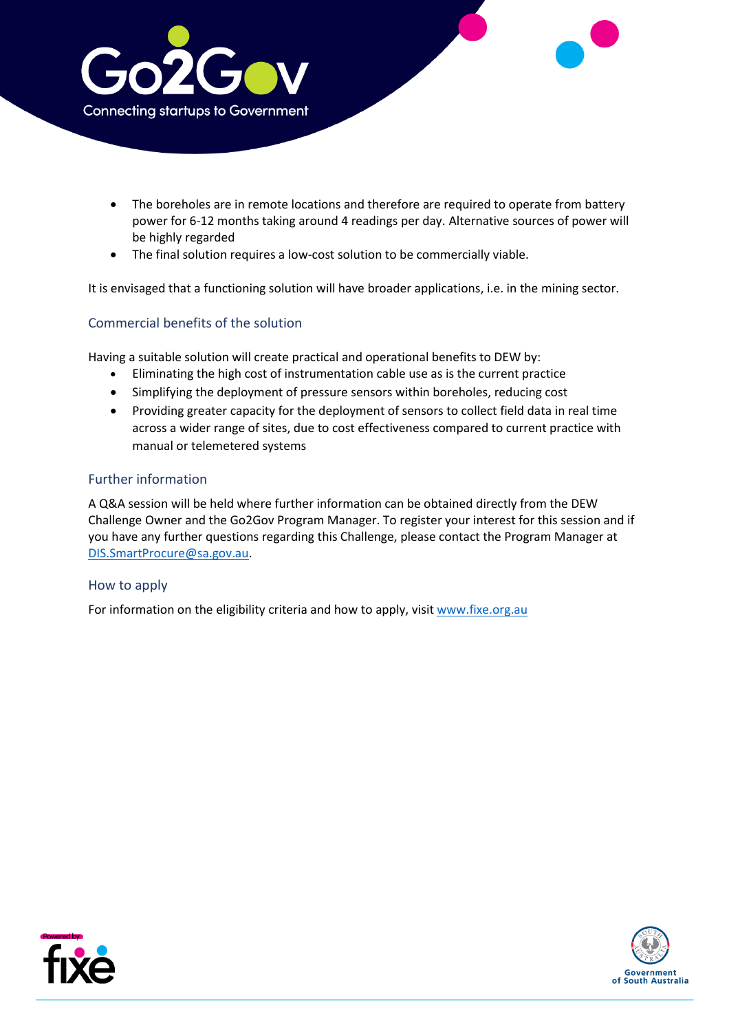- The boreholes are in remote locations and therefore are required to operate from battery power for 6-12 months taking around 4 readings per day. Alternative sources of power will be highly regarded
- The final solution requires a low-cost solution to be commercially viable.

It is envisaged that a functioning solution will have broader applications, i.e. in the mining sector.

## Commercial benefits of the solution

Having a suitable solution will create practical and operational benefits to DEW by:

- Eliminating the high cost of instrumentation cable use as is the current practice
- Simplifying the deployment of pressure sensors within boreholes, reducing cost
- Providing greater capacity for the deployment of sensors to collect field data in real time across a wider range of sites, due to cost effectiveness compared to current practice with manual or telemetered systems

## Further information

A Q&A session will be held where further information can be obtained directly from the DEW Challenge Owner and the Go2Gov Program Manager. To register your interest for this session and if you have any further questions regarding this Challenge, please contact the Program Manager at DIS.SmartProcure@sa.gov.au.

## How to apply

For information on the eligibility criteria and how to apply, visit www.fixe.org.au